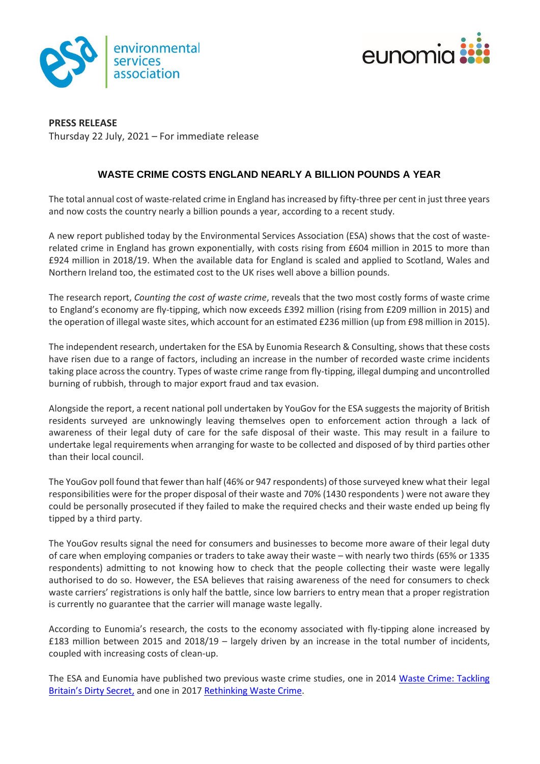**PRESS RELEASE**
Thursday 22 July, 2021 – For immediate release

# WASTE CRIME COSTS ENGLAND NEARLY A BILLION POUNDS A YEAR

The total annual cost of waste-related crime in England has increased by fifty-three per cent in just three years and now costs the country nearly a billion pounds a year, according to a recent study.

A new report published today by the Environmental Services Association (ESA) shows that the cost of waste-related crime in England has grown exponentially, with costs rising from £604 million in 2015 to more than £924 million in 2018/19. When the available data for England is scaled and applied to Scotland, Wales and Northern Ireland too, the estimated cost to the UK rises well above a billion pounds.

The research report, *Counting the cost of waste crime*, reveals that the two most costly forms of waste crime to England's economy are fly-tipping, which now exceeds £392 million (rising from £209 million in 2015) and the operation of illegal waste sites, which account for an estimated £236 million (up from £98 million in 2015).

The independent research, undertaken for the ESA by Eunomia Research & Consulting, shows that these costs have risen due to a range of factors, including an increase in the number of recorded waste crime incidents taking place across the country. Types of waste crime range from fly-tipping, illegal dumping and uncontrolled burning of rubbish, through to major export fraud and tax evasion.

Alongside the report, a recent national poll undertaken by YouGov for the ESA suggests the majority of British residents surveyed are unknowingly leaving themselves open to enforcement action through a lack of awareness of their legal duty of care for the safe disposal of their waste. This may result in a failure to undertake legal requirements when arranging for waste to be collected and disposed of by third parties other than their local council.

The YouGov poll found that fewer than half (46% or 947 respondents) of those surveyed knew what their legal responsibilities were for the proper disposal of their waste and 70% (1430 respondents ) were not aware they could be personally prosecuted if they failed to make the required checks and their waste ended up being fly tipped by a third party.

The YouGov results signal the need for consumers and businesses to become more aware of their legal duty of care when employing companies or traders to take away their waste – with nearly two thirds (65% or 1335 respondents) admitting to not knowing how to check that the people collecting their waste were legally authorised to do so. However, the ESA believes that raising awareness of the need for consumers to check waste carriers' registrations is only half the battle, since low barriers to entry mean that a proper registration is currently no guarantee that the carrier will manage waste legally.

According to Eunomia's research, the costs to the economy associated with fly-tipping alone increased by £183 million between 2015 and 2018/19 – largely driven by an increase in the total number of incidents, coupled with increasing costs of clean-up.

The ESA and Eunomia have published two previous waste crime studies, one in 2014 Waste Crime: Tackling Britain's Dirty Secret, and one in 2017 Rethinking Waste Crime.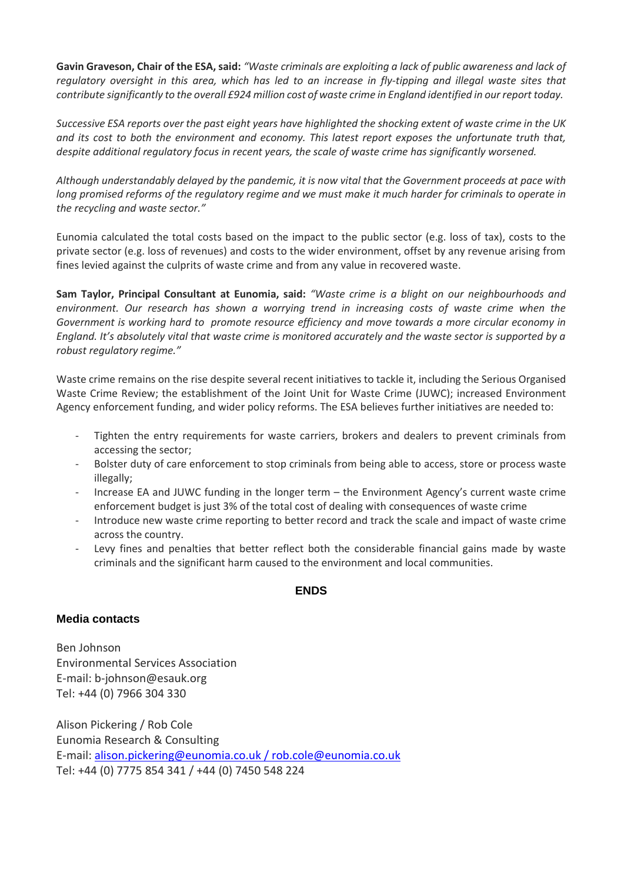**Gavin Graveson, Chair of the ESA, said:** *"Waste criminals are exploiting a lack of public awareness and lack of regulatory oversight in this area, which has led to an increase in fly-tipping and illegal waste sites that contribute significantly to the overall £924 million cost of waste crime in England identified in our report today.*

*Successive ESA reports over the past eight years have highlighted the shocking extent of waste crime in the UK and its cost to both the environment and economy. This latest report exposes the unfortunate truth that, despite additional regulatory focus in recent years, the scale of waste crime has significantly worsened.*

*Although understandably delayed by the pandemic, it is now vital that the Government proceeds at pace with long promised reforms of the regulatory regime and we must make it much harder for criminals to operate in the recycling and waste sector."*

Eunomia calculated the total costs based on the impact to the public sector (e.g. loss of tax), costs to the private sector (e.g. loss of revenues) and costs to the wider environment, offset by any revenue arising from fines levied against the culprits of waste crime and from any value in recovered waste.

**Sam Taylor, Principal Consultant at Eunomia, said:** *"Waste crime is a blight on our neighbourhoods and environment. Our research has shown a worrying trend in increasing costs of waste crime when the Government is working hard to promote resource efficiency and move towards a more circular economy in England. It's absolutely vital that waste crime is monitored accurately and the waste sector is supported by a robust regulatory regime."*

Waste crime remains on the rise despite several recent initiatives to tackle it, including the Serious Organised Waste Crime Review; the establishment of the Joint Unit for Waste Crime (JUWC); increased Environment Agency enforcement funding, and wider policy reforms. The ESA believes further initiatives are needed to:

- Tighten the entry requirements for waste carriers, brokers and dealers to prevent criminals from accessing the sector;
- Bolster duty of care enforcement to stop criminals from being able to access, store or process waste illegally;
- Increase EA and JUWC funding in the longer term – the Environment Agency's current waste crime enforcement budget is just 3% of the total cost of dealing with consequences of waste crime
- Introduce new waste crime reporting to better record and track the scale and impact of waste crime across the country.
- Levy fines and penalties that better reflect both the considerable financial gains made by waste criminals and the significant harm caused to the environment and local communities.

**ENDS**

### Media contacts

Ben Johnson
Environmental Services Association
E-mail: b-johnson@esauk.org
Tel: +44 (0) 7966 304 330

Alison Pickering / Rob Cole
Eunomia Research & Consulting
E-mail: alison.pickering@eunomia.co.uk / rob.cole@eunomia.co.uk
Tel: +44 (0) 7775 854 341 / +44 (0) 7450 548 224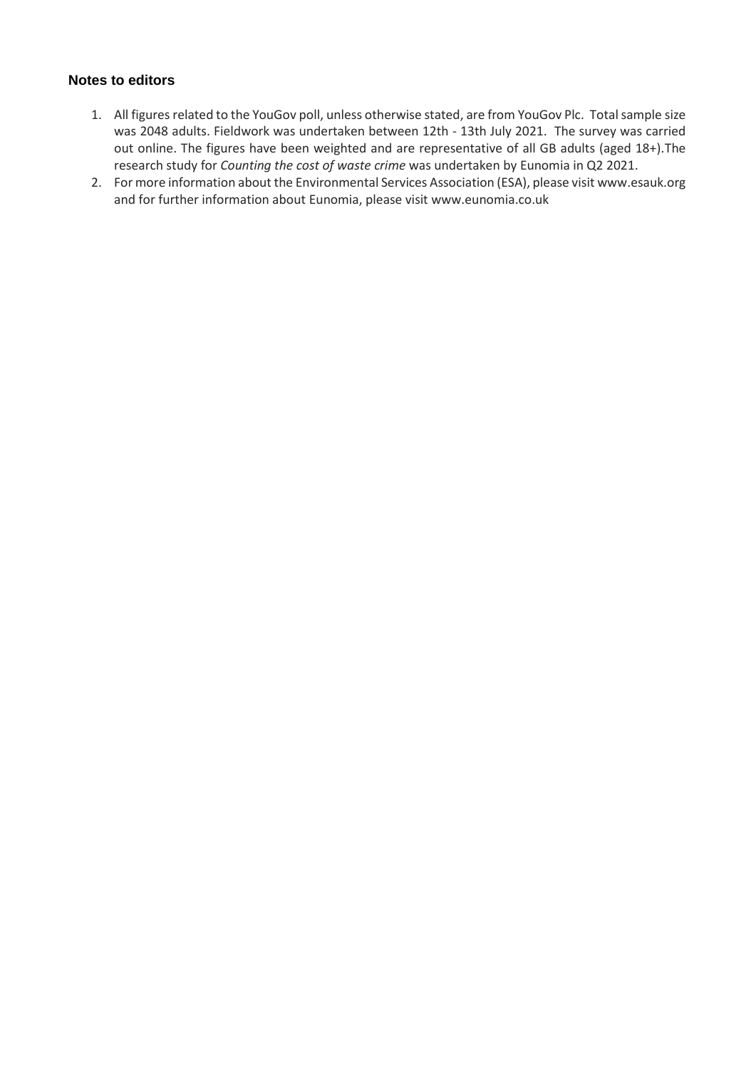## Notes to editors

1. All figures related to the YouGov poll, unless otherwise stated, are from YouGov Plc. Total sample size was 2048 adults. Fieldwork was undertaken between 12th - 13th July 2021. The survey was carried out online. The figures have been weighted and are representative of all GB adults (aged 18+).The research study for *Counting the cost of waste crime* was undertaken by Eunomia in Q2 2021.
2. For more information about the Environmental Services Association (ESA), please visit www.esauk.org and for further information about Eunomia, please visit www.eunomia.co.uk